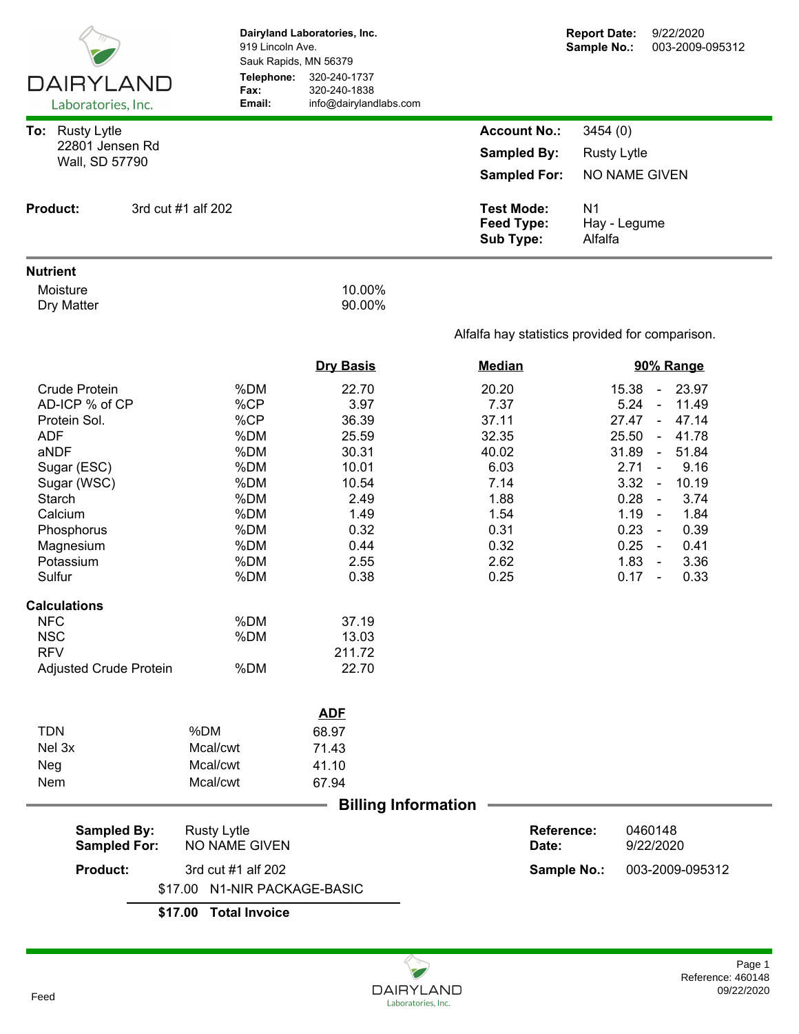**DAIRYLAND** Laboratories, Inc.

**Dairyland Laboratories, Inc.**
919 Lincoln Ave.
Sauk Rapids, MN 56379
**Telephone:** 320-240-1737
**Fax:** 320-240-1838
**Email:** info@dairylandlabs.com

**Report Date:** 9/22/2020
**Sample No.:** 003-2009-095312

**To:** Rusty Lytle
22801 Jensen Rd
Wall, SD 57790

**Account No.:** 3454 (0)
**Sampled By:** Rusty Lytle
**Sampled For:** NO NAME GIVEN

**Product:** 3rd cut #1 alf 202

**Test Mode:** N1
**Feed Type:** Hay - Legume
**Sub Type:** Alfalfa

## Nutrient

| | |
|---|---|
| Moisture | 10.00% |
| Dry Matter | 90.00% |

Alfalfa hay statistics provided for comparison.

| | | Dry Basis | Median | 90% Range |
|---|---|---|---|---|
| Crude Protein | %DM | 22.70 | 20.20 | 15.38 - 23.97 |
| AD-ICP % of CP | %CP | 3.97 | 7.37 | 5.24 - 11.49 |
| Protein Sol. | %CP | 36.39 | 37.11 | 27.47 - 47.14 |
| ADF | %DM | 25.59 | 32.35 | 25.50 - 41.78 |
| aNDF | %DM | 30.31 | 40.02 | 31.89 - 51.84 |
| Sugar (ESC) | %DM | 10.01 | 6.03 | 2.71 - 9.16 |
| Sugar (WSC) | %DM | 10.54 | 7.14 | 3.32 - 10.19 |
| Starch | %DM | 2.49 | 1.88 | 0.28 - 3.74 |
| Calcium | %DM | 1.49 | 1.54 | 1.19 - 1.84 |
| Phosphorus | %DM | 0.32 | 0.31 | 0.23 - 0.39 |
| Magnesium | %DM | 0.44 | 0.32 | 0.25 - 0.41 |
| Potassium | %DM | 2.55 | 2.62 | 1.83 - 3.36 |
| Sulfur | %DM | 0.38 | 0.25 | 0.17 - 0.33 |

## Calculations

| | | |
|---|---|---|
| NFC | %DM | 37.19 |
| NSC | %DM | 13.03 |
| RFV | | 211.72 |
| Adjusted Crude Protein | %DM | 22.70 |

| | | ADF |
|---|---|---|
| TDN | %DM | 68.97 |
| Nel 3x | Mcal/cwt | 71.43 |
| Neg | Mcal/cwt | 41.10 |
| Nem | Mcal/cwt | 67.94 |

## Billing Information

**Sampled By:** Rusty Lytle
**Sampled For:** NO NAME GIVEN
**Product:** 3rd cut #1 alf 202

**Reference:** 0460148
**Date:** 9/22/2020
**Sample No.:** 003-2009-095312

| | |
|---|---|
| $17.00 | N1-NIR PACKAGE-BASIC |
| **$17.00** | **Total Invoice** |

Feed

Reference: 460148
09/22/2020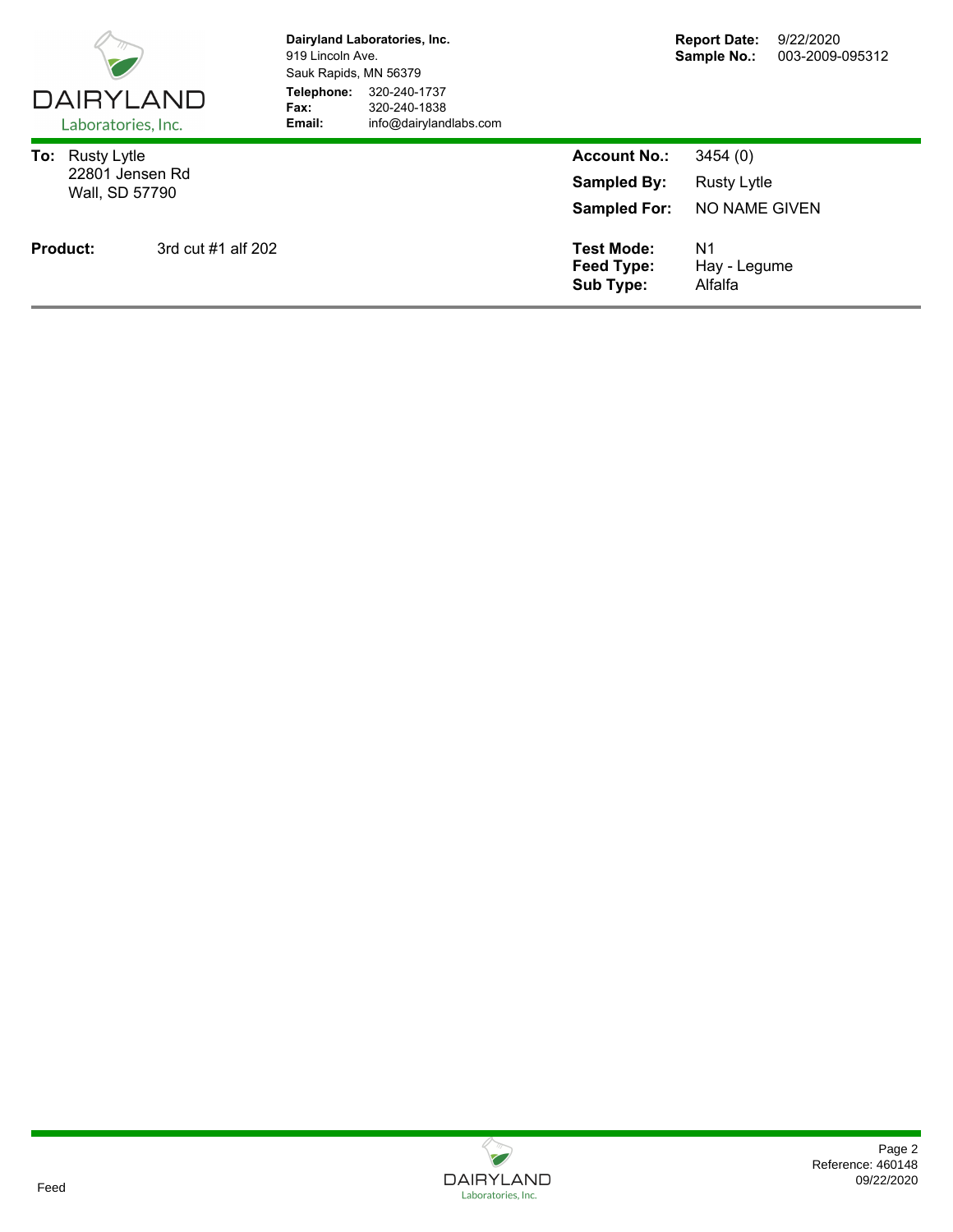**Dairyland Laboratories, Inc.**
919 Lincoln Ave.
Sauk Rapids, MN 56379

**Telephone:** 320-240-1737
**Fax:** 320-240-1838
**Email:** info@dairylandlabs.com

**Report Date:** 9/22/2020
**Sample No.:** 003-2009-095312

**To:** Rusty Lytle
22801 Jensen Rd
Wall, SD 57790

**Account No.:** 3454 (0)
**Sampled By:** Rusty Lytle
**Sampled For:** NO NAME GIVEN

**Product:** 3rd cut #1 alf 202

**Test Mode:** N1
**Feed Type:** Hay - Legume
**Sub Type:** Alfalfa